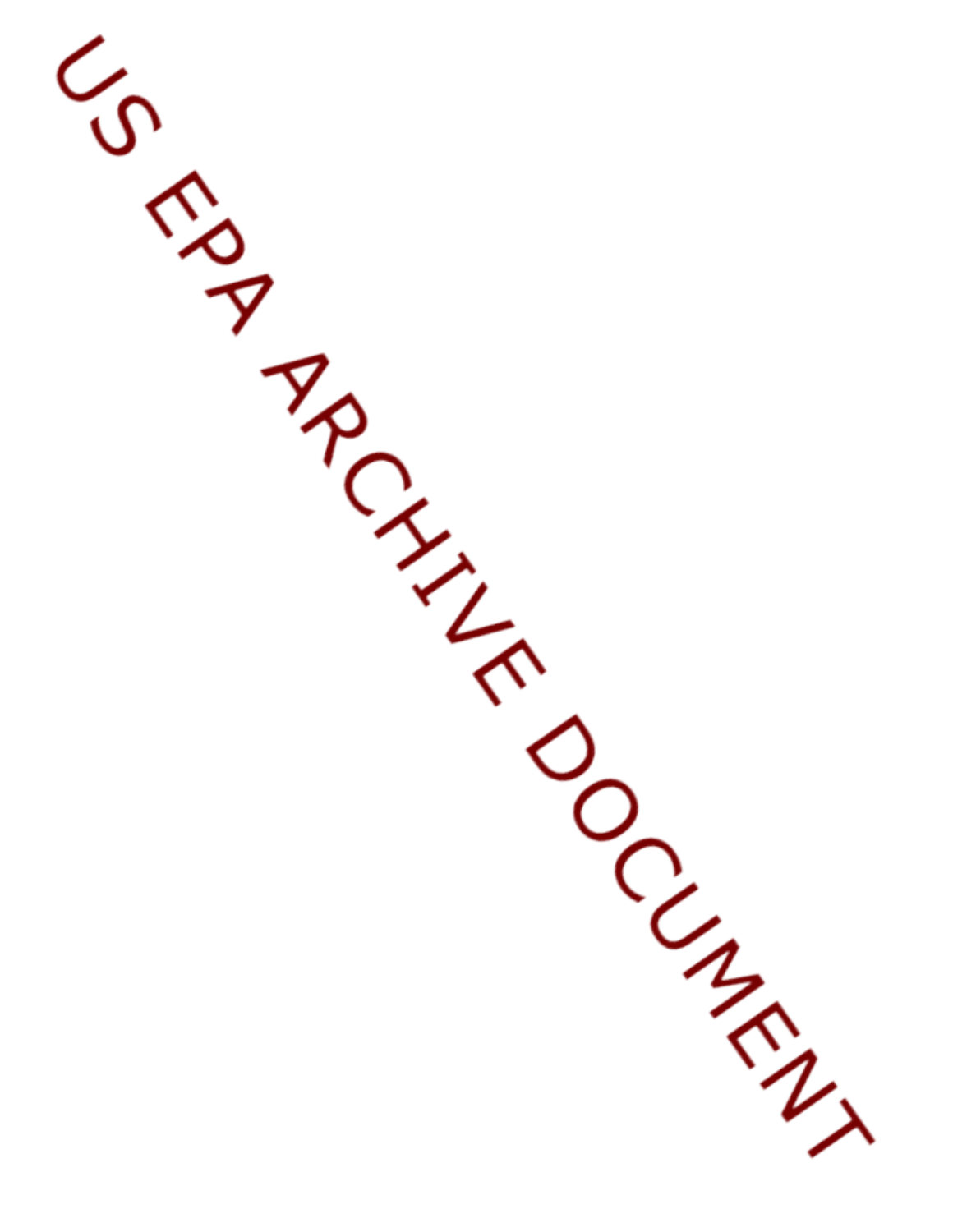US EPA ARCHIVE DOCUMENT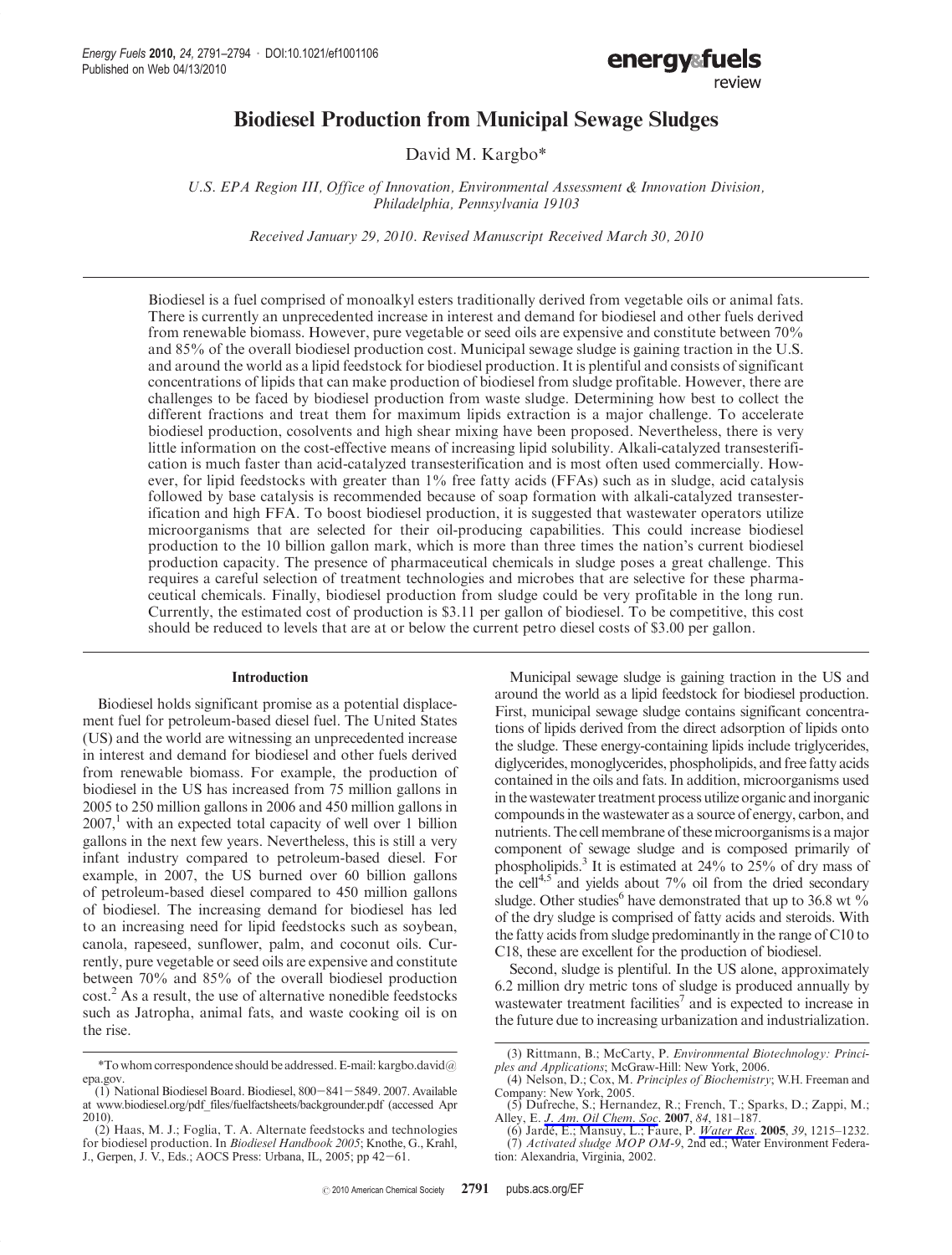# Biodiesel Production from Municipal Sewage Sludges

David M. Kargbo*

*U.S. EPA Region III, Office of Innovation, Environmental Assessment & Innovation Division, Philadelphia, Pennsylvania 19103*

*Received January 29, 2010. Revised Manuscript Received March 30, 2010*

Biodiesel is a fuel comprised of monoalkyl esters traditionally derived from vegetable oils or animal fats. There is currently an unprecedented increase in interest and demand for biodiesel and other fuels derived from renewable biomass. However, pure vegetable or seed oils are expensive and constitute between 70% and 85% of the overall biodiesel production cost. Municipal sewage sludge is gaining traction in the U.S. and around the world as a lipid feedstock for biodiesel production. It is plentiful and consists of significant concentrations of lipids that can make production of biodiesel from sludge profitable. However, there are challenges to be faced by biodiesel production from waste sludge. Determining how best to collect the different fractions and treat them for maximum lipids extraction is a major challenge. To accelerate biodiesel production, cosolvents and high shear mixing have been proposed. Nevertheless, there is very little information on the cost-effective means of increasing lipid solubility. Alkali-catalyzed transesterification is much faster than acid-catalyzed transesterification and is most often used commercially. However, for lipid feedstocks with greater than 1% free fatty acids (FFAs) such as in sludge, acid catalysis followed by base catalysis is recommended because of soap formation with alkali-catalyzed transesterification and high FFA. To boost biodiesel production, it is suggested that wastewater operators utilize microorganisms that are selected for their oil-producing capabilities. This could increase biodiesel production to the 10 billion gallon mark, which is more than three times the nation's current biodiesel production capacity. The presence of pharmaceutical chemicals in sludge poses a great challenge. This requires a careful selection of treatment technologies and microbes that are selective for these pharmaceutical chemicals. Finally, biodiesel production from sludge could be very profitable in the long run. Currently, the estimated cost of production is \$3.11 per gallon of biodiesel. To be competitive, this cost should be reduced to levels that are at or below the current petro diesel costs of \$3.00 per gallon.

## Introduction

Biodiesel holds significant promise as a potential displacement fuel for petroleum-based diesel fuel. The United States (US) and the world are witnessing an unprecedented increase in interest and demand for biodiesel and other fuels derived from renewable biomass. For example, the production of biodiesel in the US has increased from 75 million gallons in 2005 to 250 million gallons in 2006 and 450 million gallons in 2007,[1] with an expected total capacity of well over 1 billion gallons in the next few years. Nevertheless, this is still a very infant industry compared to petroleum-based diesel. For example, in 2007, the US burned over 60 billion gallons of petroleum-based diesel compared to 450 million gallons of biodiesel. The increasing demand for biodiesel has led to an increasing need for lipid feedstocks such as soybean, canola, rapeseed, sunflower, palm, and coconut oils. Currently, pure vegetable or seed oils are expensive and constitute between 70% and 85% of the overall biodiesel production cost.[2] As a result, the use of alternative nonedible feedstocks such as Jatropha, animal fats, and waste cooking oil is on the rise.

Municipal sewage sludge is gaining traction in the US and around the world as a lipid feedstock for biodiesel production. First, municipal sewage sludge contains significant concentrations of lipids derived from the direct adsorption of lipids onto the sludge. These energy-containing lipids include triglycerides, diglycerides, monoglycerides, phospholipids, and free fatty acids contained in the oils and fats. In addition, microorganisms used in the wastewater treatment process utilize organic and inorganic compounds in the wastewater as a source of energy, carbon, and nutrients. The cell membrane of these microorganisms is a major component of sewage sludge and is composed primarily of phospholipids.[3] It is estimated at 24% to 25% of dry mass of the cell[4,5] and yields about 7% oil from the dried secondary sludge. Other studies[6] have demonstrated that up to 36.8 wt % of the dry sludge is comprised of fatty acids and steroids. With the fatty acids from sludge predominantly in the range of C10 to C18, these are excellent for the production of biodiesel.

Second, sludge is plentiful. In the US alone, approximately 6.2 million dry metric tons of sludge is produced annually by wastewater treatment facilities[7] and is expected to increase in the future due to increasing urbanization and industrialization.

---

*To whom correspondence should be addressed. E-mail: kargbo.david@epa.gov.

(1) National Biodiesel Board. Biodiesel, 800−841−5849. 2007. Available at www.biodiesel.org/pdf_files/fuelfactsheets/backgrounder.pdf (accessed Apr 2010).

(2) Haas, M. J.; Foglia, T. A. Alternate feedstocks and technologies for biodiesel production. In *Biodiesel Handbook 2005*; Knothe, G., Krahl, J., Gerpen, J. V., Eds.; AOCS Press: Urbana, IL, 2005; pp 42−61.

(3) Rittmann, B.; McCarty, P. *Environmental Biotechnology: Principles and Applications*; McGraw-Hill: New York, 2006.

(4) Nelson, D.; Cox, M. *Principles of Biochemistry*; W.H. Freeman and Company: New York, 2005.

(5) Dufreche, S.; Hernandez, R.; French, T.; Sparks, D.; Zappi, M.; Alley, E. *J. Am. Oil Chem. Soc.* **2007**, *84*, 181–187.

(6) Jardé, E.; Mansuy, L.; Faure, P. *Water Res.* **2005**, *39*, 1215–1232.

(7) *Activated sludge MOP OM-9*, 2nd ed.; Water Environment Federation: Alexandria, Virginia, 2002.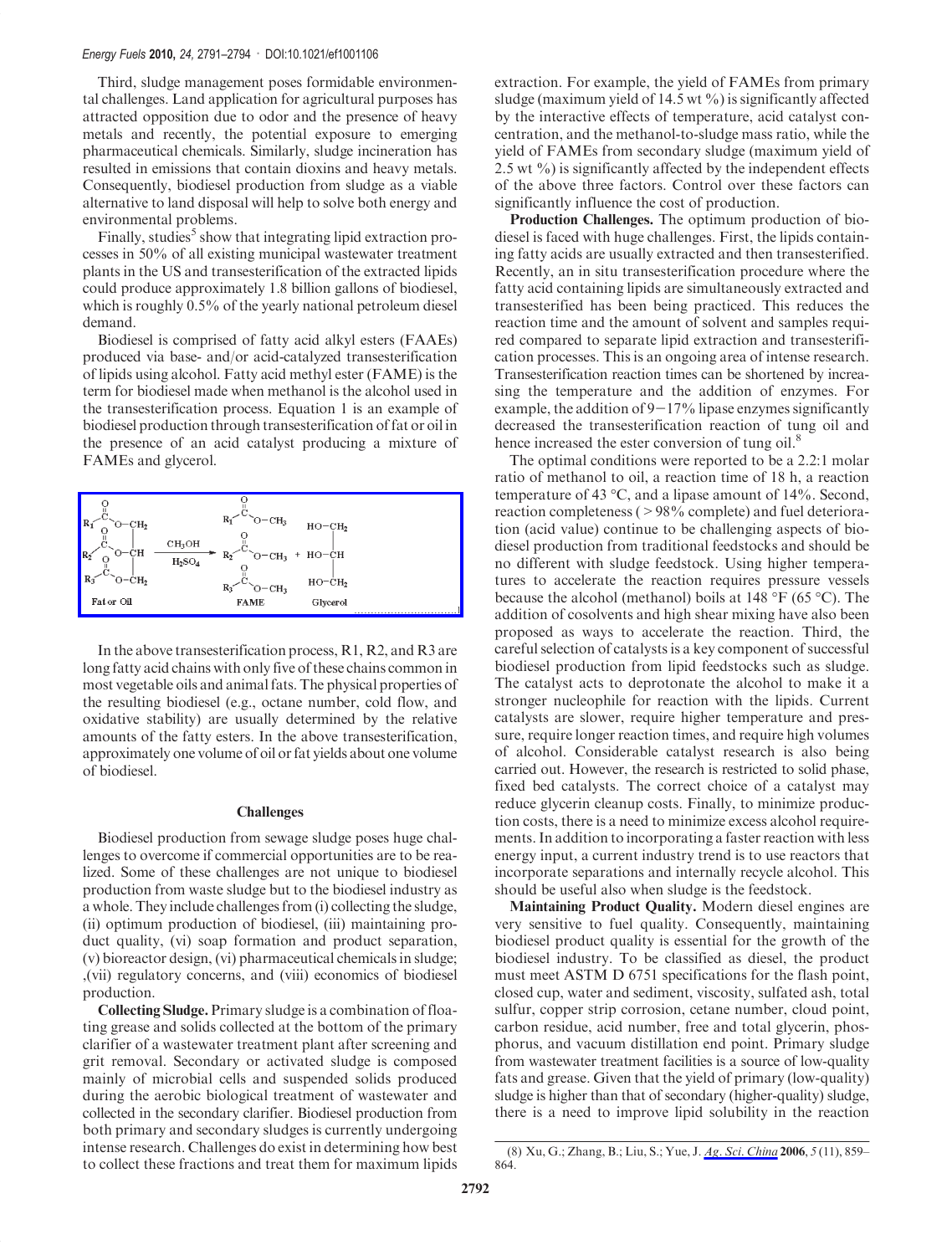Third, sludge management poses formidable environmental challenges. Land application for agricultural purposes has attracted opposition due to odor and the presence of heavy metals and recently, the potential exposure to emerging pharmaceutical chemicals. Similarly, sludge incineration has resulted in emissions that contain dioxins and heavy metals. Consequently, biodiesel production from sludge as a viable alternative to land disposal will help to solve both energy and environmental problems.

Finally, studies[5] show that integrating lipid extraction processes in 50% of all existing municipal wastewater treatment plants in the US and transesterification of the extracted lipids could produce approximately 1.8 billion gallons of biodiesel, which is roughly 0.5% of the yearly national petroleum diesel demand.

Biodiesel is comprised of fatty acid alkyl esters (FAAEs) produced via base- and/or acid-catalyzed transesterification of lipids using alcohol. Fatty acid methyl ester (FAME) is the term for biodiesel made when methanol is the alcohol used in the transesterification process. Equation 1 is an example of biodiesel production through transesterification of fat or oil in the presence of an acid catalyst producing a mixture of FAMEs and glycerol.

$$\text{Fat or Oil} \xrightarrow[H_2SO_4]{CH_3OH} \text{FAME } (R_1COOCH_3 + R_2COOCH_3 + R_3COOCH_3) + \text{Glycerol}$$

In the above transesterification process, R1, R2, and R3 are long fatty acid chains with only five of these chains common in most vegetable oils and animal fats. The physical properties of the resulting biodiesel (e.g., octane number, cold flow, and oxidative stability) are usually determined by the relative amounts of the fatty esters. In the above transesterification, approximately one volume of oil or fat yields about one volume of biodiesel.

## Challenges

Biodiesel production from sewage sludge poses huge challenges to overcome if commercial opportunities are to be realized. Some of these challenges are not unique to biodiesel production from waste sludge but to the biodiesel industry as a whole. They include challenges from (i) collecting the sludge, (ii) optimum production of biodiesel, (iii) maintaining product quality, (vi) soap formation and product separation, (v) bioreactor design, (vi) pharmaceutical chemicals in sludge; ,(vii) regulatory concerns, and (viii) economics of biodiesel production.

**Collecting Sludge.** Primary sludge is a combination of floating grease and solids collected at the bottom of the primary clarifier of a wastewater treatment plant after screening and grit removal. Secondary or activated sludge is composed mainly of microbial cells and suspended solids produced during the aerobic biological treatment of wastewater and collected in the secondary clarifier. Biodiesel production from both primary and secondary sludges is currently undergoing intense research. Challenges do exist in determining how best to collect these fractions and treat them for maximum lipids extraction. For example, the yield of FAMEs from primary sludge (maximum yield of 14.5 wt %) is significantly affected by the interactive effects of temperature, acid catalyst concentration, and the methanol-to-sludge mass ratio, while the yield of FAMEs from secondary sludge (maximum yield of 2.5 wt %) is significantly affected by the independent effects of the above three factors. Control over these factors can significantly influence the cost of production.

**Production Challenges.** The optimum production of biodiesel is faced with huge challenges. First, the lipids containing fatty acids are usually extracted and then transesterified. Recently, an in situ transesterification procedure where the fatty acid containing lipids are simultaneously extracted and transesterified has being being practiced. This reduces the reaction time and the amount of solvent and samples required compared to separate lipid extraction and transesterification processes. This is an ongoing area of intense research. Transesterification reaction times can be shortened by increasing the temperature and the addition of enzymes. For example, the addition of 9−17% lipase enzymes significantly decreased the transesterification reaction of tung oil and hence increased the ester conversion of tung oil.[8]

The optimal conditions were reported to be a 2.2:1 molar ratio of methanol to oil, a reaction time of 18 h, a reaction temperature of 43 °C, and a lipase amount of 14%. Second, reaction completeness (> 98% complete) and fuel deterioration (acid value) continue to be challenging aspects of biodiesel production from traditional feedstocks and should be no different with sludge feedstock. Using higher temperatures to accelerate the reaction requires pressure vessels because the alcohol (methanol) boils at 148 °F (65 °C). The addition of cosolvents and high shear mixing have also been proposed as ways to accelerate the reaction. Third, the careful selection of catalysts is a key component of successful biodiesel production from lipid feedstocks such as sludge. The catalyst acts to deprotonate the alcohol to make it a stronger nucleophile for reaction with the lipids. Current catalysts are slower, require higher temperature and pressure, require longer reaction times, and require high volumes of alcohol. Considerable catalyst research is also being carried out. However, the research is restricted to solid phase, fixed bed catalysts. The correct choice of a catalyst may reduce glycerin cleanup costs. Finally, to minimize production costs, there is a need to minimize excess alcohol requirements. In addition to incorporating a faster reaction with less energy input, a current industry trend is to use reactors that incorporate separations and internally recycle alcohol. This should be useful also when sludge is the feedstock.

**Maintaining Product Quality.** Modern diesel engines are very sensitive to fuel quality. Consequently, maintaining biodiesel product quality is essential for the growth of the biodiesel industry. To be classified as diesel, the product must meet ASTM D 6751 specifications for the flash point, closed cup, water and sediment, viscosity, sulfated ash, total sulfur, copper strip corrosion, cetane number, cloud point, carbon residue, acid number, free and total glycerin, phosphorus, and vacuum distillation end point. Primary sludge from wastewater treatment facilities is a source of low-quality fats and grease. Given that the yield of primary (low-quality) sludge is higher than that of secondary (higher-quality) sludge, there is a need to improve lipid solubility in the reaction

(8) Xu, G.; Zhang, B.; Liu, S.; Yue, J. *Ag. Sci. China* **2006**, *5* (11), 859–864.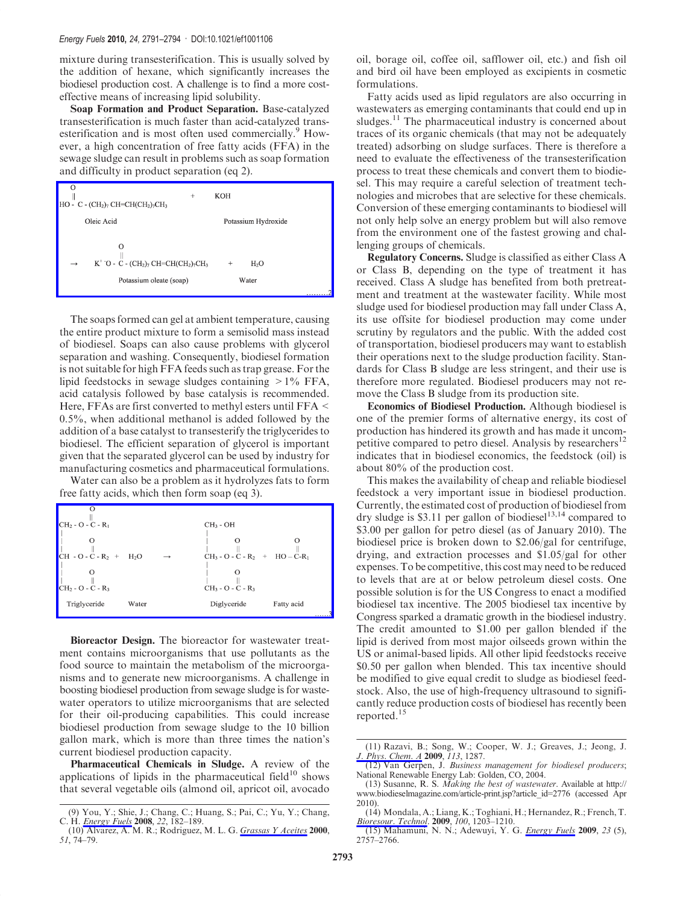mixture during transesterification. This is usually solved by the addition of hexane, which significantly increases the biodiesel production cost. A challenge is to find a more cost-effective means of increasing lipid solubility.

**Soap Formation and Product Separation.** Base-catalyzed transesterification is much faster than acid-catalyzed transesterification and is most often used commercially.[9] However, a high concentration of free fatty acids (FFA) in the sewage sludge can result in problems such as soap formation and difficulty in product separation (eq 2).

$$\underset{\text{Oleic Acid}}{HO-\overset{O}{\overset{\|}{C}}-(CH_2)_7CH{=}CH(CH_2)_7CH_3} + \underset{\text{Potassium Hydroxide}}{KOH} \rightarrow \underset{\text{Potassium oleate (soap)}}{K^+\,{}^-O-\overset{O}{\overset{\|}{C}}-(CH_2)_7CH{=}CH(CH_2)_7CH_3} + \underset{\text{Water}}{H_2O} \quad (2)$$

The soaps formed can gel at ambient temperature, causing the entire product mixture to form a semisolid mass instead of biodiesel. Soaps can also cause problems with glycerol separation and washing. Consequently, biodiesel formation is not suitable for high FFA feeds such as trap grease. For the lipid feedstocks in sewage sludges containing >1% FFA, acid catalysis followed by base catalysis is recommended. Here, FFAs are first converted to methyl esters until FFA < 0.5%, when additional methanol is added followed by the addition of a base catalyst to transesterify the triglycerides to biodiesel. The efficient separation of glycerol is important given that the separated glycerol can be used by industry for manufacturing cosmetics and pharmaceutical formulations.

Water can also be a problem as it hydrolyzes fats to form free fatty acids, which then form soap (eq 3).

$$\underset{\text{Triglyceride}}{\begin{matrix} CH_2-O-\overset{O}{\overset{\|}{C}}-R_1 \\ | \\ CH-O-\overset{O}{\overset{\|}{C}}-R_2 \\ | \\ CH_2-O-\overset{O}{\overset{\|}{C}}-R_3 \end{matrix}} + \underset{\text{Water}}{H_2O} \rightarrow \underset{\text{Diglyceride}}{\begin{matrix} CH_3-OH \\ | \\ CH_3-O-\overset{O}{\overset{\|}{C}}-R_2 \\ | \\ CH_3-O-\overset{O}{\overset{\|}{C}}-R_3 \end{matrix}} + \underset{\text{Fatty acid}}{HO-\overset{O}{\overset{\|}{C}}-R_1} \quad (3)$$

**Bioreactor Design.** The bioreactor for wastewater treatment contains microorganisms that use pollutants as the food source to maintain the metabolism of the microorganisms and to generate new microorganisms. A challenge in boosting biodiesel production from sewage sludge is for wastewater operators to utilize microorganisms that are selected for their oil-producing capabilities. This could increase biodiesel production from sewage sludge to the 10 billion gallon mark, which is more than three times the nation's current biodiesel production capacity.

**Pharmaceutical Chemicals in Sludge.** A review of the applications of lipids in the pharmaceutical field[10] shows that several vegetable oils (almond oil, apricot oil, avocado oil, borage oil, coffee oil, safflower oil, etc.) and fish oil and bird oil have been employed as excipients in cosmetic formulations.

Fatty acids used as lipid regulators are also occurring in wastewaters as emerging contaminants that could end up in sludges.[11] The pharmaceutical industry is concerned about traces of its organic chemicals (that may not be adequately treated) adsorbing on sludge surfaces. There is therefore a need to evaluate the effectiveness of the transesterification process to treat these chemicals and convert them to biodiesel. This may require a careful selection of treatment technologies and microbes that are selective for these chemicals. Conversion of these emerging contaminants to biodiesel will not only help solve an energy problem but will also remove from the environment one of the fastest growing and challenging groups of chemicals.

**Regulatory Concerns.** Sludge is classified as either Class A or Class B, depending on the type of treatment it has received. Class A sludge has benefited from both pretreatment and treatment at the wastewater facility. While most sludge used for biodiesel production may fall under Class A, its use offsite for biodiesel production may come under scrutiny by regulators and the public. With the added cost of transportation, biodiesel producers may want to establish their operations next to the sludge production facility. Standards for Class B sludge are less stringent, and their use is therefore more regulated. Biodiesel producers may not remove the Class B sludge from its production site.

**Economics of Biodiesel Production.** Although biodiesel is one of the premier forms of alternative energy, its cost of production has hindered its growth and has made it uncompetitive compared to petro diesel. Analysis by researchers[12] indicates that in biodiesel economics, the feedstock (oil) is about 80% of the production cost.

This makes the availability of cheap and reliable biodiesel feedstock a very important issue in biodiesel production. Currently, the estimated cost of production of biodiesel from dry sludge is \$3.11 per gallon of biodiesel[13,14] compared to \$3.00 per gallon for petro diesel (as of January 2010). The biodiesel price is broken down to \$2.06/gal for centrifuge, drying, and extraction processes and \$1.05/gal for other expenses. To be competitive, this cost may need to be reduced to levels that are at or below petroleum diesel costs. One possible solution is for the US Congress to enact a modified biodiesel tax incentive. The 2005 biodiesel tax incentive by Congress sparked a dramatic growth in the biodiesel industry. The credit amounted to \$1.00 per gallon blended if the lipid is derived from most major oilseeds grown within the US or animal-based lipids. All other lipid feedstocks receive \$0.50 per gallon when blended. This tax incentive should be modified to give equal credit to sludge as biodiesel feedstock. Also, the use of high-frequency ultrasound to significantly reduce production costs of biodiesel has recently been reported.[15]

(9) You, Y.; Shie, J.; Chang, C.; Huang, S.; Pai, C.; Yu, Y.; Chang, C. H. *Energy Fuels* **2008**, *22*, 182–189.

(10) Alvarez, A. M. R.; Rodriguez, M. L. G. *Grassas Y Aceites* **2000**, *51*, 74–79.

(11) Razavi, B.; Song, W.; Cooper, W. J.; Greaves, J.; Jeong, J. *J. Phys. Chem. A* **2009**, *113*, 1287.

(12) Van Gerpen, J. *Business management for biodiesel producers*; National Renewable Energy Lab: Golden, CO, 2004.

(13) Susanne, R. S. *Making the best of wastewater*. Available at http://www.biodieselmagazine.com/article-print.jsp?article_id=2776 (accessed Apr 2010).

(14) Mondala, A.; Liang, K.; Toghiani, H.; Hernandez, R.; French, T. *Bioresour. Technol.* **2009**, *100*, 1203–1210.

(15) Mahamuni, N. N.; Adewuyi, Y. G. *Energy Fuels* **2009**, *23* (5), 2757–2766.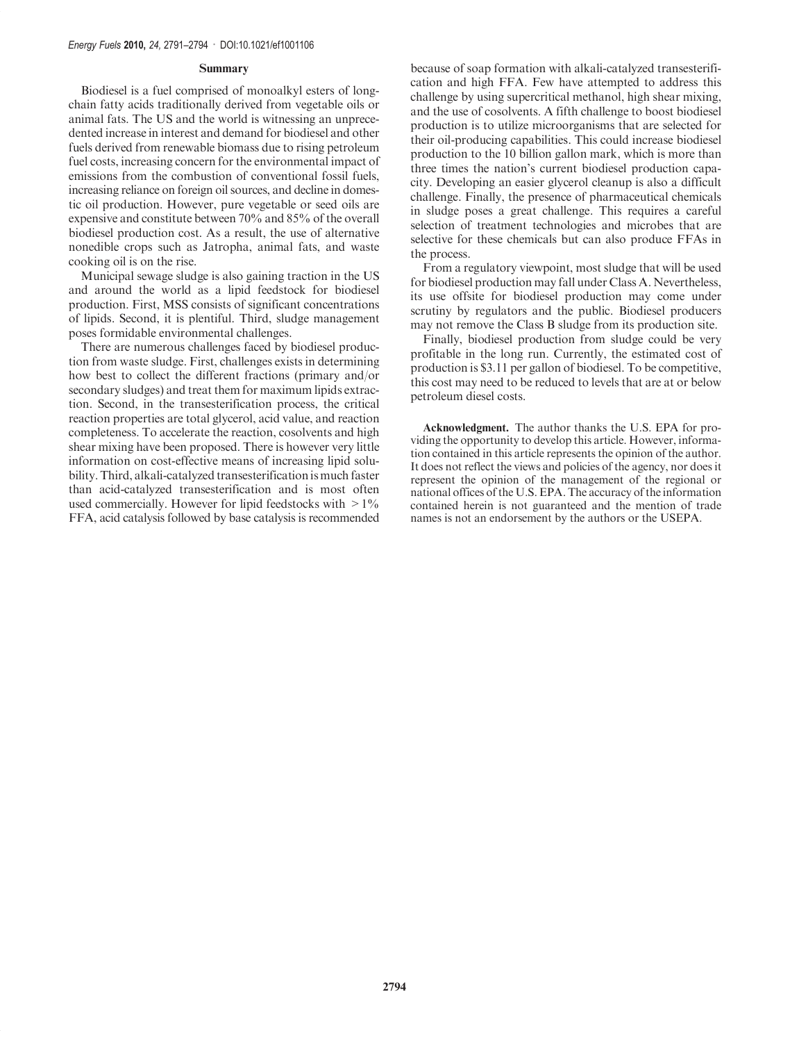## Summary

Biodiesel is a fuel comprised of monoalkyl esters of long-chain fatty acids traditionally derived from vegetable oils or animal fats. The US and the world is witnessing an unprecedented increase in interest and demand for biodiesel and other fuels derived from renewable biomass due to rising petroleum fuel costs, increasing concern for the environmental impact of emissions from the combustion of conventional fossil fuels, increasing reliance on foreign oil sources, and decline in domestic oil production. However, pure vegetable or seed oils are expensive and constitute between 70% and 85% of the overall biodiesel production cost. As a result, the use of alternative nonedible crops such as Jatropha, animal fats, and waste cooking oil is on the rise.

Municipal sewage sludge is also gaining traction in the US and around the world as a lipid feedstock for biodiesel production. First, MSS consists of significant concentrations of lipids. Second, it is plentiful. Third, sludge management poses formidable environmental challenges.

There are numerous challenges faced by biodiesel production from waste sludge. First, challenges exists in determining how best to collect the different fractions (primary and/or secondary sludges) and treat them for maximum lipids extraction. Second, in the transesterification process, the critical reaction properties are total glycerol, acid value, and reaction completeness. To accelerate the reaction, cosolvents and high shear mixing have been proposed. There is however very little information on cost-effective means of increasing lipid solubility. Third, alkali-catalyzed transesterification is much faster than acid-catalyzed transesterification and is most often used commercially. However for lipid feedstocks with >1% FFA, acid catalysis followed by base catalysis is recommended because of soap formation with alkali-catalyzed transesterification and high FFA. Few have attempted to address this challenge by using supercritical methanol, high shear mixing, and the use of cosolvents. A fifth challenge to boost biodiesel production is to utilize microorganisms that are selected for their oil-producing capabilities. This could increase biodiesel production to the 10 billion gallon mark, which is more than three times the nation's current biodiesel production capacity. Developing an easier glycerol cleanup is also a difficult challenge. Finally, the presence of pharmaceutical chemicals in sludge poses a great challenge. This requires a careful selection of treatment technologies and microbes that are selective for these chemicals but can also produce FFAs in the process.

From a regulatory viewpoint, most sludge that will be used for biodiesel production may fall under Class A. Nevertheless, its use offsite for biodiesel production may come under scrutiny by regulators and the public. Biodiesel producers may not remove the Class B sludge from its production site.

Finally, biodiesel production from sludge could be very profitable in the long run. Currently, the estimated cost of production is $3.11 per gallon of biodiesel. To be competitive, this cost may need to be reduced to levels that are at or below petroleum diesel costs.

**Acknowledgment.** The author thanks the U.S. EPA for providing the opportunity to develop this article. However, information contained in this article represents the opinion of the author. It does not reflect the views and policies of the agency, nor does it represent the opinion of the management of the regional or national offices of the U.S. EPA. The accuracy of the information contained herein is not guaranteed and the mention of trade names is not an endorsement by the authors or the USEPA.